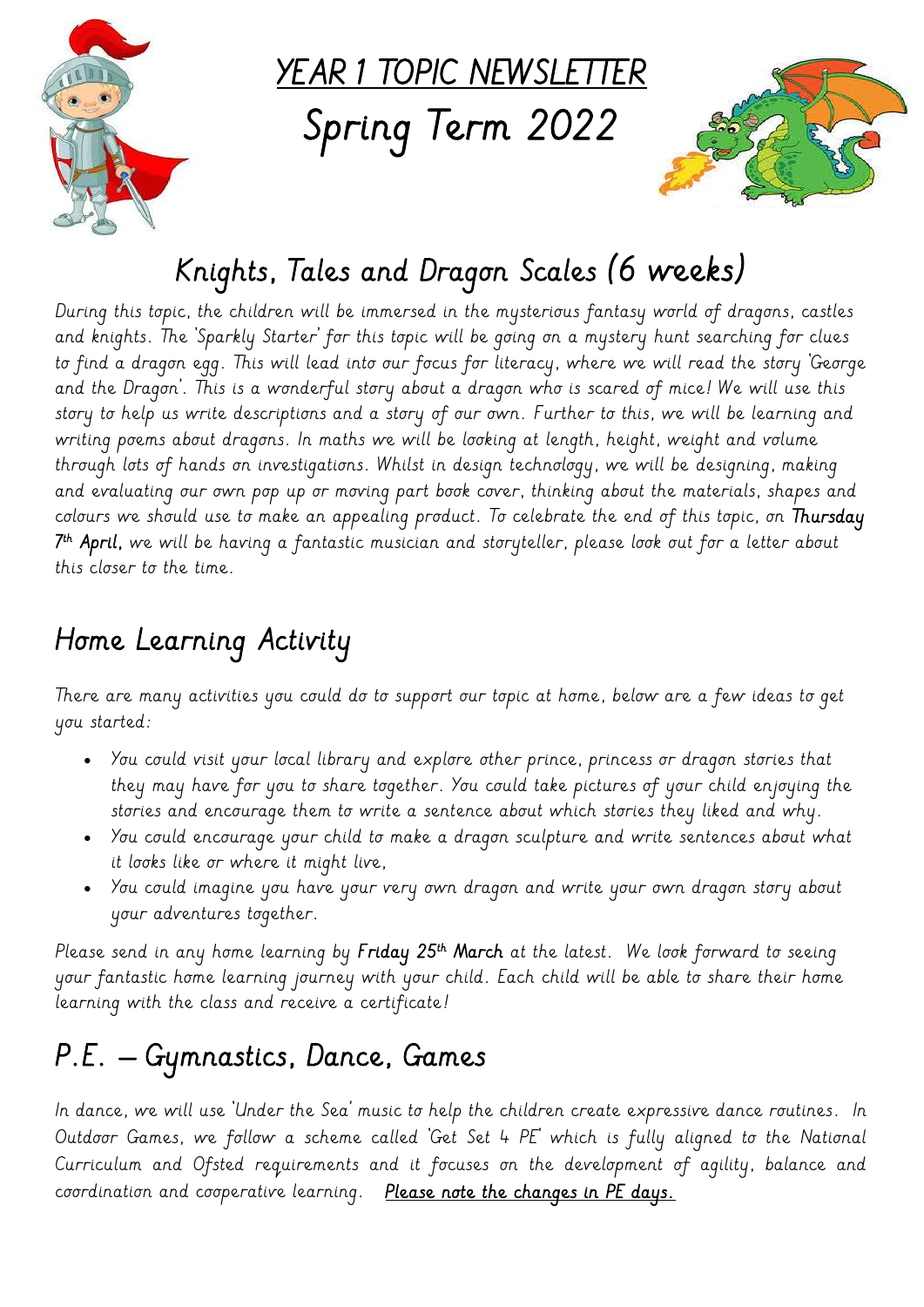# YEAR 1 TOPIC NEWSLETTER

# Spring Term 2022

## Knights, Tales and Dragon Scales (6 weeks)

*During this topic, the children will be immersed in the mysterious fantasy world of dragons, castles and knights. The 'Sparkly Starter' for this topic will be going on a mystery hunt searching for clues to find a dragon egg. This will lead into our focus for literacy, where we will read the story 'George and the Dragon'. This is a wonderful story about a dragon who is scared of mice! We will use this story to help us write descriptions and a story of our own. Further to this, we will be learning and writing poems about dragons. In maths we will be looking at length, height, weight and volume through lots of hands on investigations. Whilst in design technology, we will be designing, making and evaluating our own pop up or moving part book cover, thinking about the materials, shapes and colours we should use to make an appealing product. To celebrate the end of this topic, on* **Thursday 7th April,** *we will be having a fantastic musician and storyteller, please look out for a letter about this closer to the time.*

## Home Learning Activity

*There are many activities you could do to support our topic at home, below are a few ideas to get you started:*

- *You could visit your local library and explore other prince, princess or dragon stories that they may have for you to share together. You could take pictures of your child enjoying the stories and encourage them to write a sentence about which stories they liked and why.*
- *You could encourage your child to make a dragon sculpture and write sentences about what it looks like or where it might live,*
- *You could imagine you have your very own dragon and write your own dragon story about your adventures together.*

*Please send in any home learning by* **Friday 25th March** *at the latest. We look forward to seeing your fantastic home learning journey with your child. Each child will be able to share their home learning with the class and receive a certificate!*

## P.E. – Gymnastics, Dance, Games

*In dance, we will use 'Under the Sea' music to help the children create expressive dance routines. In Outdoor Games, we follow a scheme called 'Get Set 4 PE' which is fully aligned to the National Curriculum and Ofsted requirements and it focuses on the development of agility, balance and coordination and cooperative learning.* **Please note the changes in PE days.**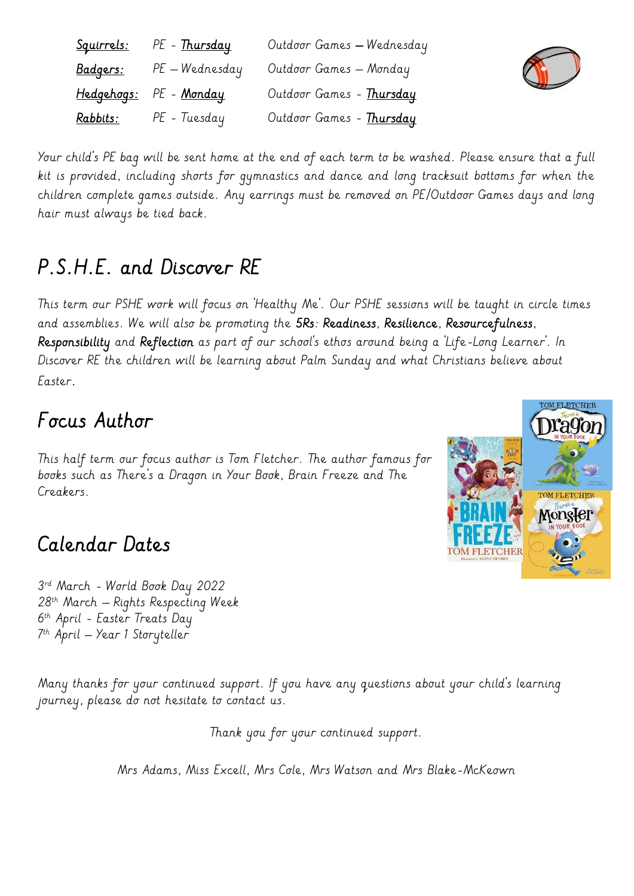| | | |
|---|---|---|
| <u>Squirrels:</u> | PE - <u>Thursday</u> | Outdoor Games – Wednesday |
| <u>Badgers:</u> | PE – Wednesday | Outdoor Games – Monday |
| <u>Hedgehogs:</u> | PE - <u>Monday</u> | Outdoor Games - <u>Thursday</u> |
| <u>Rabbits:</u> | PE - Tuesday | Outdoor Games - <u>Thursday</u> |

*Your child's PE bag will be sent home at the end of each term to be washed. Please ensure that a full kit is provided, including shorts for gymnastics and dance and long tracksuit bottoms for when the children complete games outside. Any earrings must be removed on PE/Outdoor Games days and long hair must always be tied back.*

## P.S.H.E. and Discover RE

*This term our PSHE work will focus on 'Healthy Me'. Our PSHE sessions will be taught in circle times and assemblies. We will also be promoting the* ***5Rs****:* ***Readiness****,* ***Resilience****,* ***Resourcefulness****,* ***Responsibility*** *and* ***Reflection*** *as part of our school's ethos around being a 'Life-Long Learner'. In Discover RE the children will be learning about Palm Sunday and what Christians believe about Easter.*

## Focus Author

*This half term our focus author is Tom Fletcher. The author famous for books such as There's a Dragon in Your Book, Brain Freeze and The Creakers.*

## Calendar Dates

*3rd March - World Book Day 2022*
*28th March – Rights Respecting Week*
*6th April - Easter Treats Day*
*7th April – Year 1 Storyteller*

*Many thanks for your continued support. If you have any questions about your child's learning journey, please do not hesitate to contact us.*

*Thank you for your continued support.*

*Mrs Adams, Miss Excell, Mrs Cole, Mrs Watson and Mrs Blake-McKeown*